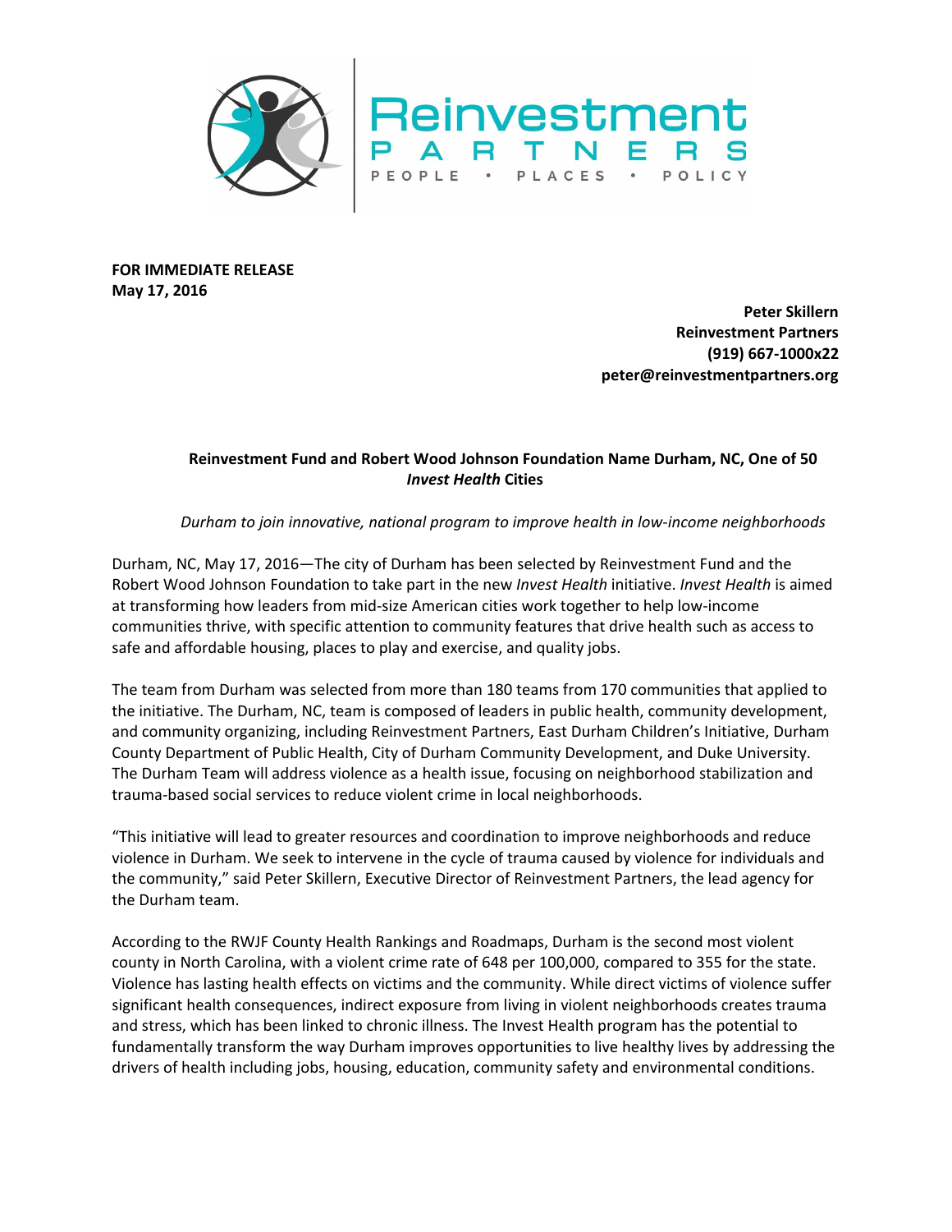Reinvestment PARTNERS
PEOPLE • PLACES • POLICY

**FOR IMMEDIATE RELEASE**
**May 17, 2016**

**Peter Skillern**
**Reinvestment Partners**
**(919) 667-1000x22**
**peter@reinvestmentpartners.org**

## Reinvestment Fund and Robert Wood Johnson Foundation Name Durham, NC, One of 50 *Invest Health* Cities

*Durham to join innovative, national program to improve health in low-income neighborhoods*

Durham, NC, May 17, 2016—The city of Durham has been selected by Reinvestment Fund and the Robert Wood Johnson Foundation to take part in the new *Invest Health* initiative. *Invest Health* is aimed at transforming how leaders from mid-size American cities work together to help low-income communities thrive, with specific attention to community features that drive health such as access to safe and affordable housing, places to play and exercise, and quality jobs.

The team from Durham was selected from more than 180 teams from 170 communities that applied to the initiative. The Durham, NC, team is composed of leaders in public health, community development, and community organizing, including Reinvestment Partners, East Durham Children's Initiative, Durham County Department of Public Health, City of Durham Community Development, and Duke University. The Durham Team will address violence as a health issue, focusing on neighborhood stabilization and trauma-based social services to reduce violent crime in local neighborhoods.

"This initiative will lead to greater resources and coordination to improve neighborhoods and reduce violence in Durham. We seek to intervene in the cycle of trauma caused by violence for individuals and the community," said Peter Skillern, Executive Director of Reinvestment Partners, the lead agency for the Durham team.

According to the RWJF County Health Rankings and Roadmaps, Durham is the second most violent county in North Carolina, with a violent crime rate of 648 per 100,000, compared to 355 for the state. Violence has lasting health effects on victims and the community. While direct victims of violence suffer significant health consequences, indirect exposure from living in violent neighborhoods creates trauma and stress, which has been linked to chronic illness. The Invest Health program has the potential to fundamentally transform the way Durham improves opportunities to live healthy lives by addressing the drivers of health including jobs, housing, education, community safety and environmental conditions.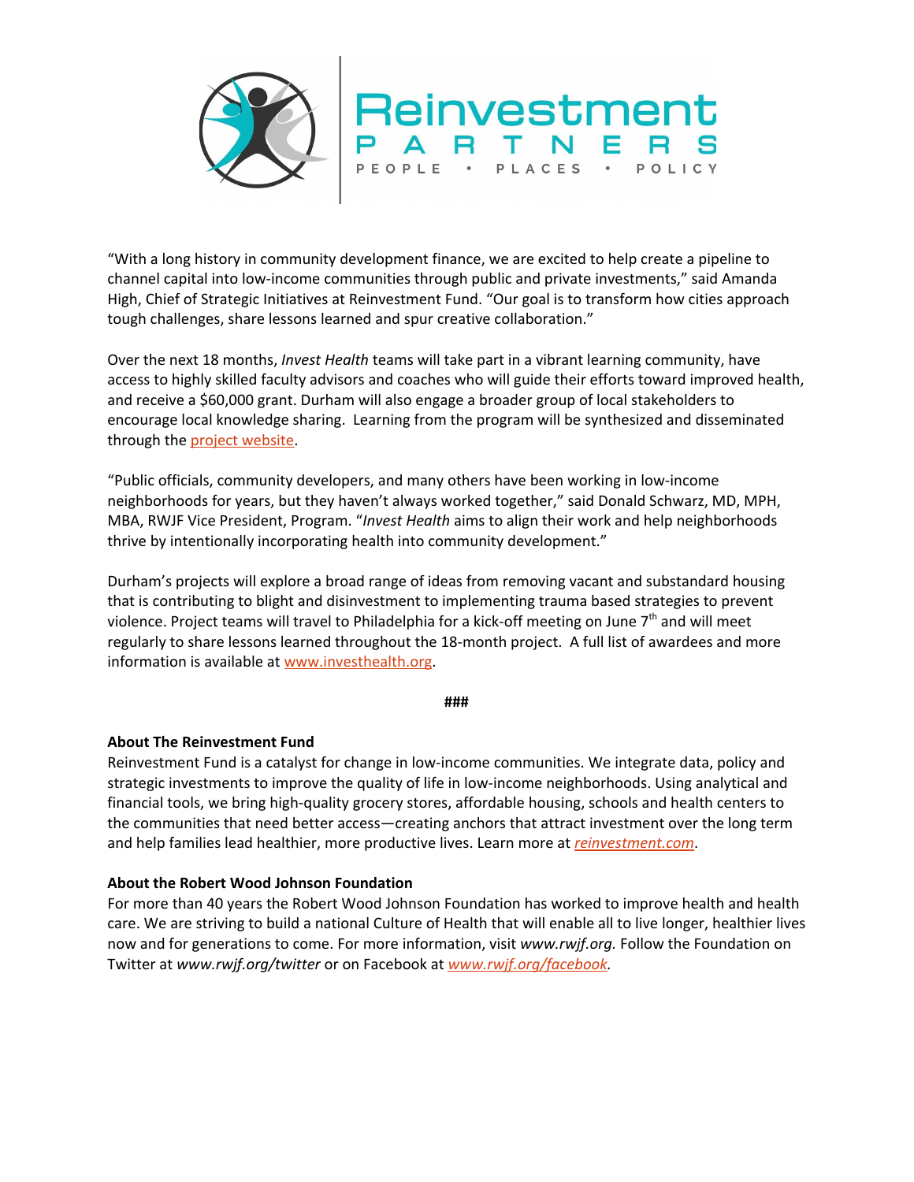“With a long history in community development finance, we are excited to help create a pipeline to channel capital into low-income communities through public and private investments,” said Amanda High, Chief of Strategic Initiatives at Reinvestment Fund. “Our goal is to transform how cities approach tough challenges, share lessons learned and spur creative collaboration.”

Over the next 18 months, *Invest Health* teams will take part in a vibrant learning community, have access to highly skilled faculty advisors and coaches who will guide their efforts toward improved health, and receive a $60,000 grant. Durham will also engage a broader group of local stakeholders to encourage local knowledge sharing. Learning from the program will be synthesized and disseminated through the project website.

“Public officials, community developers, and many others have been working in low-income neighborhoods for years, but they haven’t always worked together,” said Donald Schwarz, MD, MPH, MBA, RWJF Vice President, Program. “*Invest Health* aims to align their work and help neighborhoods thrive by intentionally incorporating health into community development.”

Durham’s projects will explore a broad range of ideas from removing vacant and substandard housing that is contributing to blight and disinvestment to implementing trauma based strategies to prevent violence. Project teams will travel to Philadelphia for a kick-off meeting on June 7th and will meet regularly to share lessons learned throughout the 18-month project. A full list of awardees and more information is available at www.investhealth.org.

**###**

**About The Reinvestment Fund**
Reinvestment Fund is a catalyst for change in low-income communities. We integrate data, policy and strategic investments to improve the quality of life in low-income neighborhoods. Using analytical and financial tools, we bring high-quality grocery stores, affordable housing, schools and health centers to the communities that need better access—creating anchors that attract investment over the long term and help families lead healthier, more productive lives. Learn more at *reinvestment.com*.

**About the Robert Wood Johnson Foundation**
For more than 40 years the Robert Wood Johnson Foundation has worked to improve health and health care. We are striving to build a national Culture of Health that will enable all to live longer, healthier lives now and for generations to come. For more information, visit *www.rwjf.org*. Follow the Foundation on Twitter at *www.rwjf.org/twitter* or on Facebook at *www.rwjf.org/facebook*.